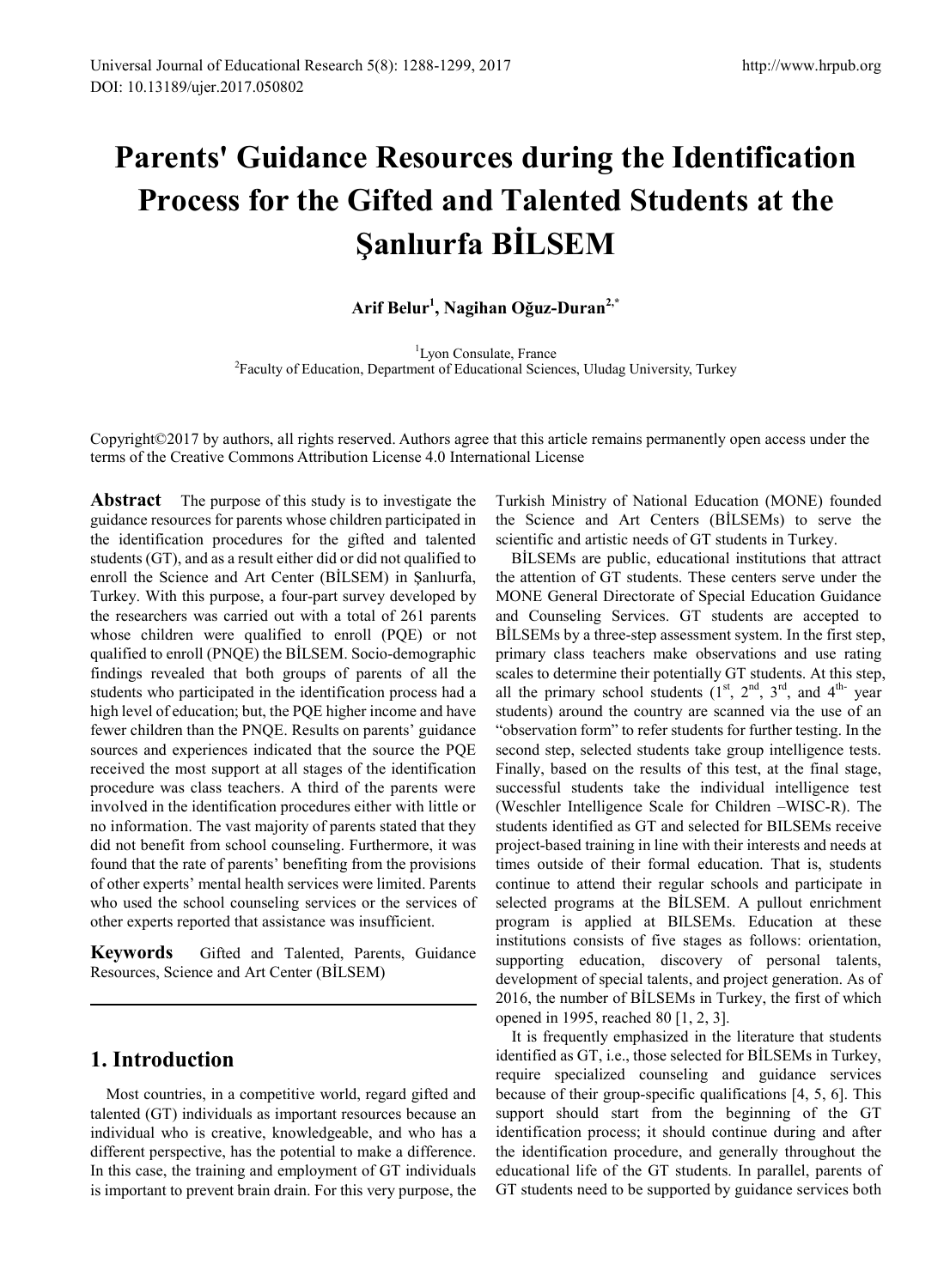# Parents' Guidance Resources during the Identification Process for the Gifted and Talented Students at the Şanlıurfa BİLSEM

**Arif Belur[1], Nagihan Oğuz-Duran[2,*]**

[1]Lyon Consulate, France
[2]Faculty of Education, Department of Educational Sciences, Uludag University, Turkey

Copyright©2017 by authors, all rights reserved. Authors agree that this article remains permanently open access under the terms of the Creative Commons Attribution License 4.0 International License

**Abstract** The purpose of this study is to investigate the guidance resources for parents whose children participated in the identification procedures for the gifted and talented students (GT), and as a result either did or did not qualified to enroll the Science and Art Center (BİLSEM) in Şanlıurfa, Turkey. With this purpose, a four-part survey developed by the researchers was carried out with a total of 261 parents whose children were qualified to enroll (PQE) or not qualified to enroll (PNQE) the BİLSEM. Socio-demographic findings revealed that both groups of parents of all the students who participated in the identification process had a high level of education; but, the PQE higher income and have fewer children than the PNQE. Results on parents' guidance sources and experiences indicated that the source the PQE received the most support at all stages of the identification procedure was class teachers. A third of the parents were involved in the identification procedures either with little or no information. The vast majority of parents stated that they did not benefit from school counseling. Furthermore, it was found that the rate of parents' benefiting from the provisions of other experts' mental health services were limited. Parents who used the school counseling services or the services of other experts reported that assistance was insufficient.

**Keywords** Gifted and Talented, Parents, Guidance Resources, Science and Art Center (BİLSEM)

## 1. Introduction

Most countries, in a competitive world, regard gifted and talented (GT) individuals as important resources because an individual who is creative, knowledgeable, and who has a different perspective, has the potential to make a difference. In this case, the training and employment of GT individuals is important to prevent brain drain. For this very purpose, the Turkish Ministry of National Education (MONE) founded the Science and Art Centers (BİLSEMs) to serve the scientific and artistic needs of GT students in Turkey.

BİLSEMs are public, educational institutions that attract the attention of GT students. These centers serve under the MONE General Directorate of Special Education Guidance and Counseling Services. GT students are accepted to BİLSEMs by a three-step assessment system. In the first step, primary class teachers make observations and use rating scales to determine their potentially GT students. At this step, all the primary school students (1st, 2nd, 3rd, and 4th year students) around the country are scanned via the use of an "observation form" to refer students for further testing. In the second step, selected students take group intelligence tests. Finally, based on the results of this test, at the final stage, successful students take the individual intelligence test (Weschler Intelligence Scale for Children –WISC-R). The students identified as GT and selected for BILSEMs receive project-based training in line with their interests and needs at times outside of their formal education. That is, students continue to attend their regular schools and participate in selected programs at the BİLSEM. A pullout enrichment program is applied at BILSEMs. Education at these institutions consists of five stages as follows: orientation, supporting education, discovery of personal talents, development of special talents, and project generation. As of 2016, the number of BİLSEMs in Turkey, the first of which opened in 1995, reached 80 [1, 2, 3].

It is frequently emphasized in the literature that students identified as GT, i.e., those selected for BİLSEMs in Turkey, require specialized counseling and guidance services because of their group-specific qualifications [4, 5, 6]. This support should start from the beginning of the GT identification process; it should continue during and after the identification procedure, and generally throughout the educational life of the GT students. In parallel, parents of GT students need to be supported by guidance services both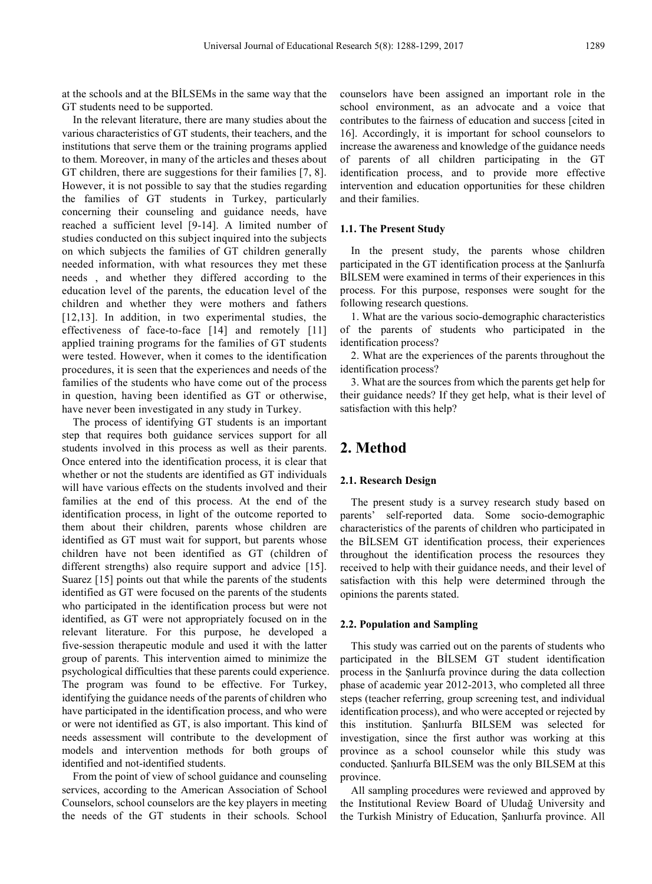at the schools and at the BİLSEMs in the same way that the GT students need to be supported.

In the relevant literature, there are many studies about the various characteristics of GT students, their teachers, and the institutions that serve them or the training programs applied to them. Moreover, in many of the articles and theses about GT children, there are suggestions for their families [7, 8]. However, it is not possible to say that the studies regarding the families of GT students in Turkey, particularly concerning their counseling and guidance needs, have reached a sufficient level [9-14]. A limited number of studies conducted on this subject inquired into the subjects on which subjects the families of GT children generally needed information, with what resources they met these needs , and whether they differed according to the education level of the parents, the education level of the children and whether they were mothers and fathers [12,13]. In addition, in two experimental studies, the effectiveness of face-to-face [14] and remotely [11] applied training programs for the families of GT students were tested. However, when it comes to the identification procedures, it is seen that the experiences and needs of the families of the students who have come out of the process in question, having been identified as GT or otherwise, have never been investigated in any study in Turkey.

The process of identifying GT students is an important step that requires both guidance services support for all students involved in this process as well as their parents. Once entered into the identification process, it is clear that whether or not the students are identified as GT individuals will have various effects on the students involved and their families at the end of this process. At the end of the identification process, in light of the outcome reported to them about their children, parents whose children are identified as GT must wait for support, but parents whose children have not been identified as GT (children of different strengths) also require support and advice [15]. Suarez [15] points out that while the parents of the students identified as GT were focused on the parents of the students who participated in the identification process but were not identified, as GT were not appropriately focused on in the relevant literature. For this purpose, he developed a five-session therapeutic module and used it with the latter group of parents. This intervention aimed to minimize the psychological difficulties that these parents could experience. The program was found to be effective. For Turkey, identifying the guidance needs of the parents of children who have participated in the identification process, and who were or were not identified as GT, is also important. This kind of needs assessment will contribute to the development of models and intervention methods for both groups of identified and not-identified students.

From the point of view of school guidance and counseling services, according to the American Association of School Counselors, school counselors are the key players in meeting the needs of the GT students in their schools. School counselors have been assigned an important role in the school environment, as an advocate and a voice that contributes to the fairness of education and success [cited in 16]. Accordingly, it is important for school counselors to increase the awareness and knowledge of the guidance needs of parents of all children participating in the GT identification process, and to provide more effective intervention and education opportunities for these children and their families.

### 1.1. The Present Study

In the present study, the parents whose children participated in the GT identification process at the Şanlıurfa BİLSEM were examined in terms of their experiences in this process. For this purpose, responses were sought for the following research questions.

1. What are the various socio-demographic characteristics of the parents of students who participated in the identification process?
2. What are the experiences of the parents throughout the identification process?
3. What are the sources from which the parents get help for their guidance needs? If they get help, what is their level of satisfaction with this help?

## 2. Method

### 2.1. Research Design

The present study is a survey research study based on parents' self-reported data. Some socio-demographic characteristics of the parents of children who participated in the BİLSEM GT identification process, their experiences throughout the identification process the resources they received to help with their guidance needs, and their level of satisfaction with this help were determined through the opinions the parents stated.

### 2.2. Population and Sampling

This study was carried out on the parents of students who participated in the BİLSEM GT student identification process in the Şanlıurfa province during the data collection phase of academic year 2012-2013, who completed all three steps (teacher referring, group screening test, and individual identification process), and who were accepted or rejected by this institution. Şanlıurfa BILSEM was selected for investigation, since the first author was working at this province as a school counselor while this study was conducted. Şanlıurfa BILSEM was the only BILSEM at this province.

All sampling procedures were reviewed and approved by the Institutional Review Board of Uludağ University and the Turkish Ministry of Education, Şanlıurfa province. All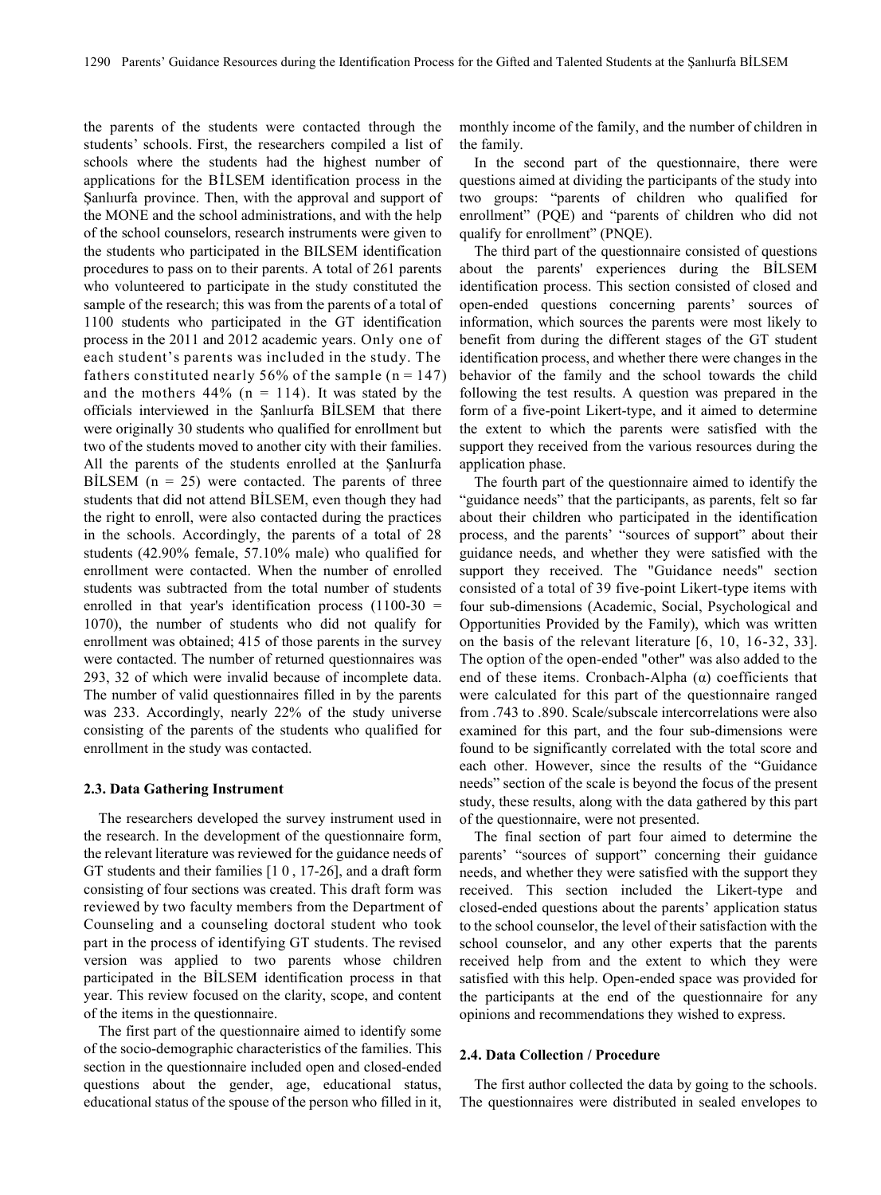the parents of the students were contacted through the students' schools. First, the researchers compiled a list of schools where the students had the highest number of applications for the BİLSEM identification process in the Şanlıurfa province. Then, with the approval and support of the MONE and the school administrations, and with the help of the school counselors, research instruments were given to the students who participated in the BILSEM identification procedures to pass on to their parents. A total of 261 parents who volunteered to participate in the study constituted the sample of the research; this was from the parents of a total of 1100 students who participated in the GT identification process in the 2011 and 2012 academic years. Only one of each student's parents was included in the study. The fathers constituted nearly 56% of the sample (n = 147) and the mothers 44% (n = 114). It was stated by the officials interviewed in the Şanlıurfa BİLSEM that there were originally 30 students who qualified for enrollment but two of the students moved to another city with their families. All the parents of the students enrolled at the Şanlıurfa BİLSEM (n = 25) were contacted. The parents of three students that did not attend BİLSEM, even though they had the right to enroll, were also contacted during the practices in the schools. Accordingly, the parents of a total of 28 students (42.90% female, 57.10% male) who qualified for enrollment were contacted. When the number of enrolled students was subtracted from the total number of students enrolled in that year's identification process (1100-30 = 1070), the number of students who did not qualify for enrollment was obtained; 415 of those parents in the survey were contacted. The number of returned questionnaires was 293, 32 of which were invalid because of incomplete data. The number of valid questionnaires filled in by the parents was 233. Accordingly, nearly 22% of the study universe consisting of the parents of the students who qualified for enrollment in the study was contacted.

### 2.3. Data Gathering Instrument

The researchers developed the survey instrument used in the research. In the development of the questionnaire form, the relevant literature was reviewed for the guidance needs of GT students and their families [1 0 , 17-26], and a draft form consisting of four sections was created. This draft form was reviewed by two faculty members from the Department of Counseling and a counseling doctoral student who took part in the process of identifying GT students. The revised version was applied to two parents whose children participated in the BİLSEM identification process in that year. This review focused on the clarity, scope, and content of the items in the questionnaire.

The first part of the questionnaire aimed to identify some of the socio-demographic characteristics of the families. This section in the questionnaire included open and closed-ended questions about the gender, age, educational status, educational status of the spouse of the person who filled in it, monthly income of the family, and the number of children in the family.

In the second part of the questionnaire, there were questions aimed at dividing the participants of the study into two groups: "parents of children who qualified for enrollment" (PQE) and "parents of children who did not qualify for enrollment" (PNQE).

The third part of the questionnaire consisted of questions about the parents' experiences during the BİLSEM identification process. This section consisted of closed and open-ended questions concerning parents' sources of information, which sources the parents were most likely to benefit from during the different stages of the GT student identification process, and whether there were changes in the behavior of the family and the school towards the child following the test results. A question was prepared in the form of a five-point Likert-type, and it aimed to determine the extent to which the parents were satisfied with the support they received from the various resources during the application phase.

The fourth part of the questionnaire aimed to identify the "guidance needs" that the participants, as parents, felt so far about their children who participated in the identification process, and the parents' "sources of support" about their guidance needs, and whether they were satisfied with the support they received. The "Guidance needs" section consisted of a total of 39 five-point Likert-type items with four sub-dimensions (Academic, Social, Psychological and Opportunities Provided by the Family), which was written on the basis of the relevant literature [6, 10, 16-32, 33]. The option of the open-ended "other" was also added to the end of these items. Cronbach-Alpha (α) coefficients that were calculated for this part of the questionnaire ranged from .743 to .890. Scale/subscale intercorrelations were also examined for this part, and the four sub-dimensions were found to be significantly correlated with the total score and each other. However, since the results of the "Guidance needs" section of the scale is beyond the focus of the present study, these results, along with the data gathered by this part of the questionnaire, were not presented.

The final section of part four aimed to determine the parents' "sources of support" concerning their guidance needs, and whether they were satisfied with the support they received. This section included the Likert-type and closed-ended questions about the parents' application status to the school counselor, the level of their satisfaction with the school counselor, and any other experts that the parents received help from and the extent to which they were satisfied with this help. Open-ended space was provided for the participants at the end of the questionnaire for any opinions and recommendations they wished to express.

### 2.4. Data Collection / Procedure

The first author collected the data by going to the schools. The questionnaires were distributed in sealed envelopes to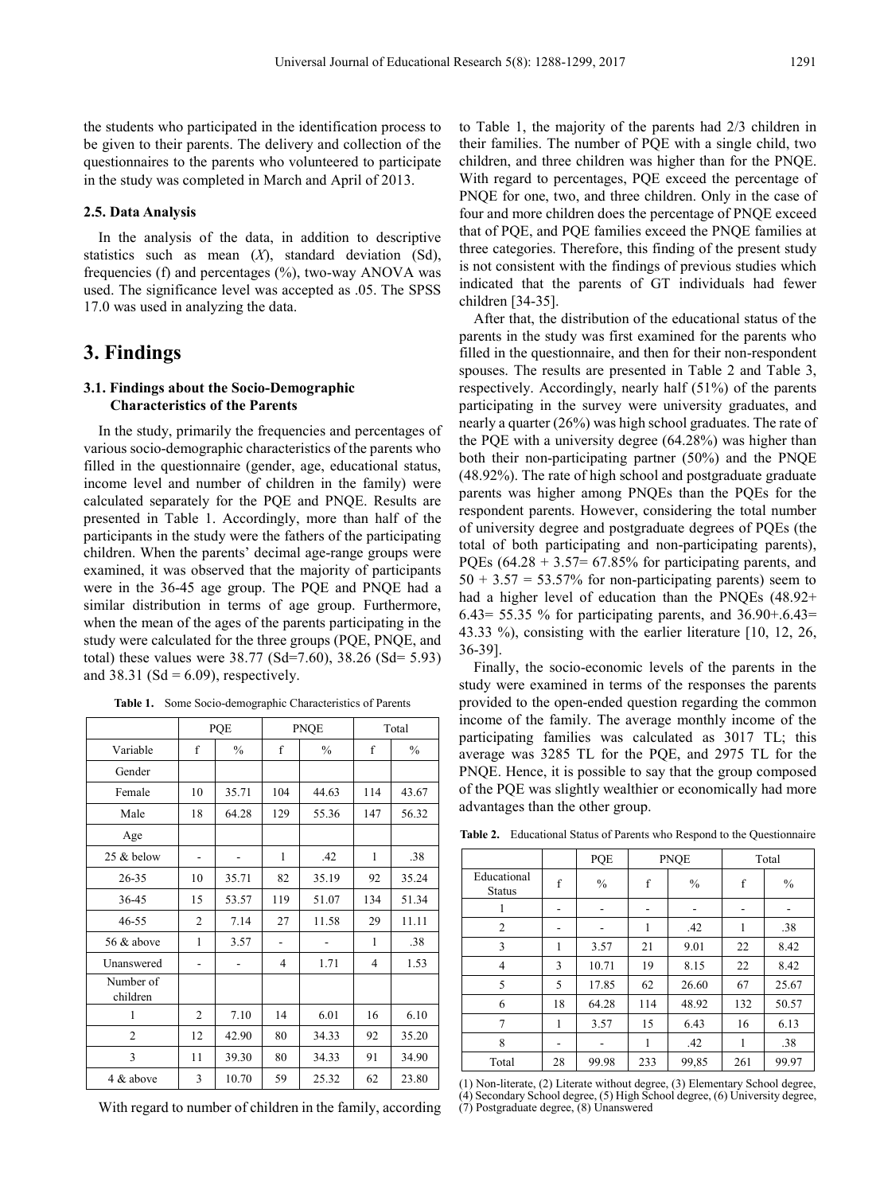the students who participated in the identification process to be given to their parents. The delivery and collection of the questionnaires to the parents who volunteered to participate in the study was completed in March and April of 2013.

### 2.5. Data Analysis

In the analysis of the data, in addition to descriptive statistics such as mean ($X$), standard deviation (Sd), frequencies (f) and percentages (%), two-way ANOVA was used. The significance level was accepted as .05. The SPSS 17.0 was used in analyzing the data.

## 3. Findings

### 3.1. Findings about the Socio-Demographic Characteristics of the Parents

In the study, primarily the frequencies and percentages of various socio-demographic characteristics of the parents who filled in the questionnaire (gender, age, educational status, income level and number of children in the family) were calculated separately for the PQE and PNQE. Results are presented in Table 1. Accordingly, more than half of the participants in the study were the fathers of the participating children. When the parents' decimal age-range groups were examined, it was observed that the majority of participants were in the 36-45 age group. The PQE and PNQE had a similar distribution in terms of age group. Furthermore, when the mean of the ages of the parents participating in the study were calculated for the three groups (PQE, PNQE, and total) these values were 38.77 (Sd=7.60), 38.26 (Sd= 5.93) and 38.31 (Sd = 6.09), respectively.

**Table 1.** Some Socio-demographic Characteristics of Parents

| | PQE | | PNQE | | Total | |
|---|---|---|---|---|---|---|
| Variable | f | % | f | % | f | % |
| Gender | | | | | | |
| Female | 10 | 35.71 | 104 | 44.63 | 114 | 43.67 |
| Male | 18 | 64.28 | 129 | 55.36 | 147 | 56.32 |
| Age | | | | | | |
| 25 & below | - | - | 1 | .42 | 1 | .38 |
| 26-35 | 10 | 35.71 | 82 | 35.19 | 92 | 35.24 |
| 36-45 | 15 | 53.57 | 119 | 51.07 | 134 | 51.34 |
| 46-55 | 2 | 7.14 | 27 | 11.58 | 29 | 11.11 |
| 56 & above | 1 | 3.57 | - | - | 1 | .38 |
| Unanswered | - | - | 4 | 1.71 | 4 | 1.53 |
| Number of children | | | | | | |
| 1 | 2 | 7.10 | 14 | 6.01 | 16 | 6.10 |
| 2 | 12 | 42.90 | 80 | 34.33 | 92 | 35.20 |
| 3 | 11 | 39.30 | 80 | 34.33 | 91 | 34.90 |
| 4 & above | 3 | 10.70 | 59 | 25.32 | 62 | 23.80 |

With regard to number of children in the family, according to Table 1, the majority of the parents had 2/3 children in their families. The number of PQE with a single child, two children, and three children was higher than for the PNQE. With regard to percentages, PQE exceed the percentage of PNQE for one, two, and three children. Only in the case of four and more children does the percentage of PNQE exceed that of PQE, and PQE families exceed the PNQE families at three categories. Therefore, this finding of the present study is not consistent with the findings of previous studies which indicated that the parents of GT individuals had fewer children [34-35].

After that, the distribution of the educational status of the parents in the study was first examined for the parents who filled in the questionnaire, and then for their non-respondent spouses. The results are presented in Table 2 and Table 3, respectively. Accordingly, nearly half (51%) of the parents participating in the survey were university graduates, and nearly a quarter (26%) was high school graduates. The rate of the PQE with a university degree (64.28%) was higher than both their non-participating partner (50%) and the PNQE (48.92%). The rate of high school and postgraduate graduate parents was higher among PNQEs than the PQEs for the respondent parents. However, considering the total number of university degree and postgraduate degrees of PQEs (the total of both participating and non-participating parents), PQEs (64.28 + 3.57= 67.85% for participating parents, and 50 + 3.57 = 53.57% for non-participating parents) seem to had a higher level of education than the PNQEs (48.92+ 6.43= 55.35 % for participating parents, and 36.90+.6.43= 43.33 %), consisting with the earlier literature [10, 12, 26, 36-39].

Finally, the socio-economic levels of the parents in the study were examined in terms of the responses the parents provided to the open-ended question regarding the common income of the family. The average monthly income of the participating families was calculated as 3017 TL; this average was 3285 TL for the PQE, and 2975 TL for the PNQE. Hence, it is possible to say that the group composed of the PQE was slightly wealthier or economically had more advantages than the other group.

**Table 2.** Educational Status of Parents who Respond to the Questionnaire

| | PQE | | PNQE | | Total | |
|---|---|---|---|---|---|---|
| Educational Status | f | % | f | % | f | % |
| 1 | - | - | - | - | - | - |
| 2 | - | - | 1 | .42 | 1 | .38 |
| 3 | 1 | 3.57 | 21 | 9.01 | 22 | 8.42 |
| 4 | 3 | 10.71 | 19 | 8.15 | 22 | 8.42 |
| 5 | 5 | 17.85 | 62 | 26.60 | 67 | 25.67 |
| 6 | 18 | 64.28 | 114 | 48.92 | 132 | 50.57 |
| 7 | 1 | 3.57 | 15 | 6.43 | 16 | 6.13 |
| 8 | - | - | 1 | .42 | 1 | .38 |
| Total | 28 | 99.98 | 233 | 99,85 | 261 | 99.97 |

(1) Non-literate, (2) Literate without degree, (3) Elementary School degree, (4) Secondary School degree, (5) High School degree, (6) University degree, (7) Postgraduate degree, (8) Unanswered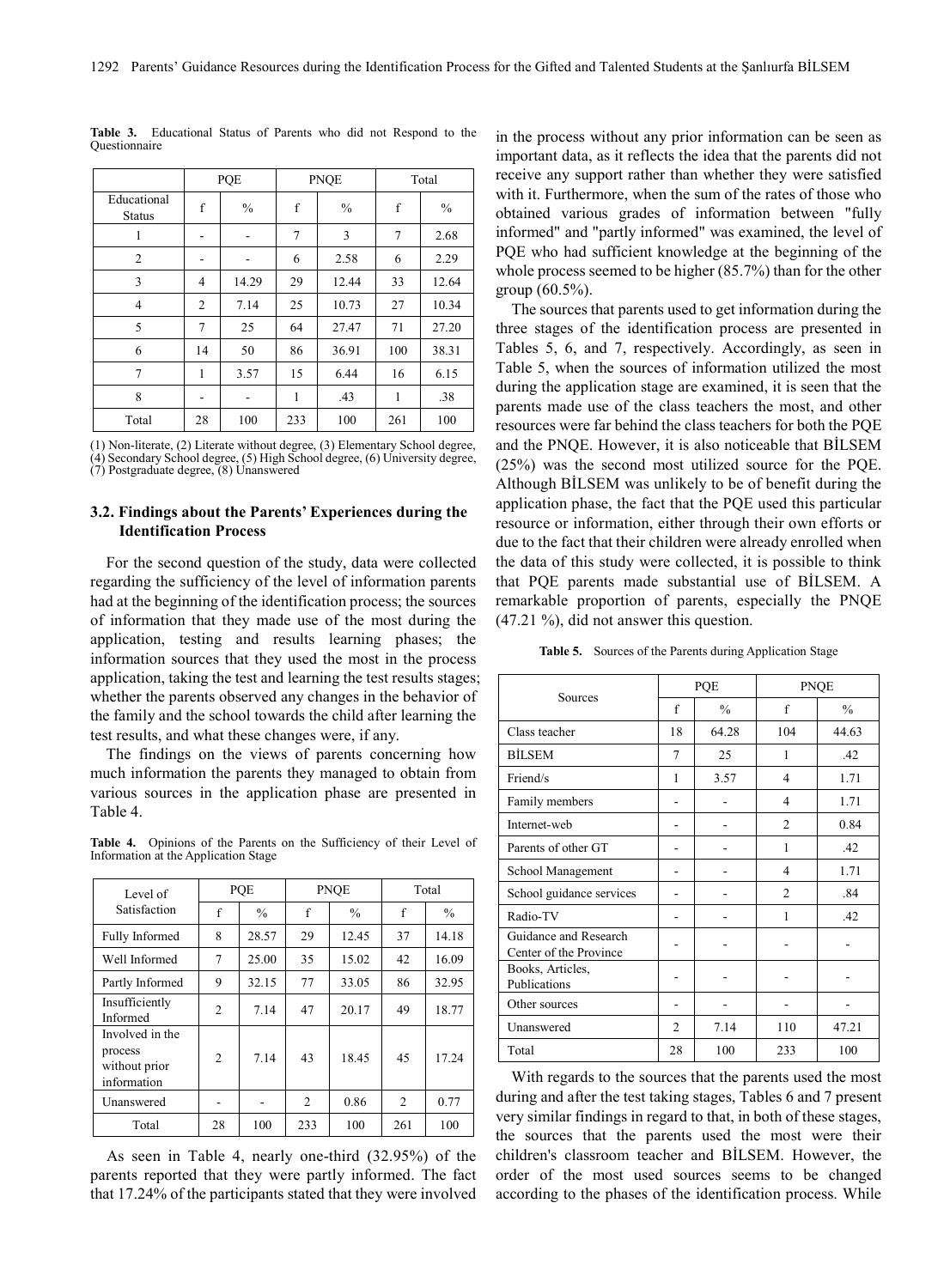**Table 3.** Educational Status of Parents who did not Respond to the Questionnaire

| Educational Status | PQE | | PNQE | | Total | |
|---|---|---|---|---|---|---|
| | f | % | f | % | f | % |
| 1 | - | - | 7 | 3 | 7 | 2.68 |
| 2 | - | - | 6 | 2.58 | 6 | 2.29 |
| 3 | 4 | 14.29 | 29 | 12.44 | 33 | 12.64 |
| 4 | 2 | 7.14 | 25 | 10.73 | 27 | 10.34 |
| 5 | 7 | 25 | 64 | 27.47 | 71 | 27.20 |
| 6 | 14 | 50 | 86 | 36.91 | 100 | 38.31 |
| 7 | 1 | 3.57 | 15 | 6.44 | 16 | 6.15 |
| 8 | - | - | 1 | .43 | 1 | .38 |
| Total | 28 | 100 | 233 | 100 | 261 | 100 |

(1) Non-literate, (2) Literate without degree, (3) Elementary School degree, (4) Secondary School degree, (5) High School degree, (6) University degree, (7) Postgraduate degree, (8) Unanswered

### 3.2. Findings about the Parents' Experiences during the Identification Process

For the second question of the study, data were collected regarding the sufficiency of the level of information parents had at the beginning of the identification process; the sources of information that they made use of the most during the application, testing and results learning phases; the information sources that they used the most in the process application, taking the test and learning the test results stages; whether the parents observed any changes in the behavior of the family and the school towards the child after learning the test results, and what these changes were, if any.

The findings on the views of parents concerning how much information the parents they managed to obtain from various sources in the application phase are presented in Table 4.

**Table 4.** Opinions of the Parents on the Sufficiency of their Level of Information at the Application Stage

| Level of Satisfaction | PQE | | PNQE | | Total | |
|---|---|---|---|---|---|---|
| | f | % | f | % | f | % |
| Fully Informed | 8 | 28.57 | 29 | 12.45 | 37 | 14.18 |
| Well Informed | 7 | 25.00 | 35 | 15.02 | 42 | 16.09 |
| Partly Informed | 9 | 32.15 | 77 | 33.05 | 86 | 32.95 |
| Insufficiently Informed | 2 | 7.14 | 47 | 20.17 | 49 | 18.77 |
| Involved in the process without prior information | 2 | 7.14 | 43 | 18.45 | 45 | 17.24 |
| Unanswered | - | - | 2 | 0.86 | 2 | 0.77 |
| Total | 28 | 100 | 233 | 100 | 261 | 100 |

As seen in Table 4, nearly one-third (32.95%) of the parents reported that they were partly informed. The fact that 17.24% of the participants stated that they were involved in the process without any prior information can be seen as important data, as it reflects the idea that the parents did not receive any support rather than whether they were satisfied with it. Furthermore, when the sum of the rates of those who obtained various grades of information between "fully informed" and "partly informed" was examined, the level of PQE who had sufficient knowledge at the beginning of the whole process seemed to be higher (85.7%) than for the other group (60.5%).

The sources that parents used to get information during the three stages of the identification process are presented in Tables 5, 6, and 7, respectively. Accordingly, as seen in Table 5, when the sources of information utilized the most during the application stage are examined, it is seen that the parents made use of the class teachers the most, and other resources were far behind the class teachers for both the PQE and the PNQE. However, it is also noticeable that BİLSEM (25%) was the second most utilized source for the PQE. Although BİLSEM was unlikely to be of benefit during the application phase, the fact that the PQE used this particular resource or information, either through their own efforts or due to the fact that their children were already enrolled when the data of this study were collected, it is possible to think that PQE parents made substantial use of BİLSEM. A remarkable proportion of parents, especially the PNQE (47.21 %), did not answer this question.

**Table 5.** Sources of the Parents during Application Stage

| Sources | PQE | | PNQE | |
|---|---|---|---|---|
| | f | % | f | % |
| Class teacher | 18 | 64.28 | 104 | 44.63 |
| BİLSEM | 7 | 25 | 1 | .42 |
| Friend/s | 1 | 3.57 | 4 | 1.71 |
| Family members | - | - | 4 | 1.71 |
| Internet-web | - | - | 2 | 0.84 |
| Parents of other GT | - | - | 1 | .42 |
| School Management | - | - | 4 | 1.71 |
| School guidance services | - | - | 2 | .84 |
| Radio-TV | - | - | 1 | .42 |
| Guidance and Research Center of the Province | - | - | - | - |
| Books, Articles, Publications | - | - | - | - |
| Other sources | - | - | - | - |
| Unanswered | 2 | 7.14 | 110 | 47.21 |
| Total | 28 | 100 | 233 | 100 |

With regards to the sources that the parents used the most during and after the test taking stages, Tables 6 and 7 present very similar findings in regard to that, in both of these stages, the sources that the parents used the most were their children's classroom teacher and BİLSEM. However, the order of the most used sources seems to be changed according to the phases of the identification process. While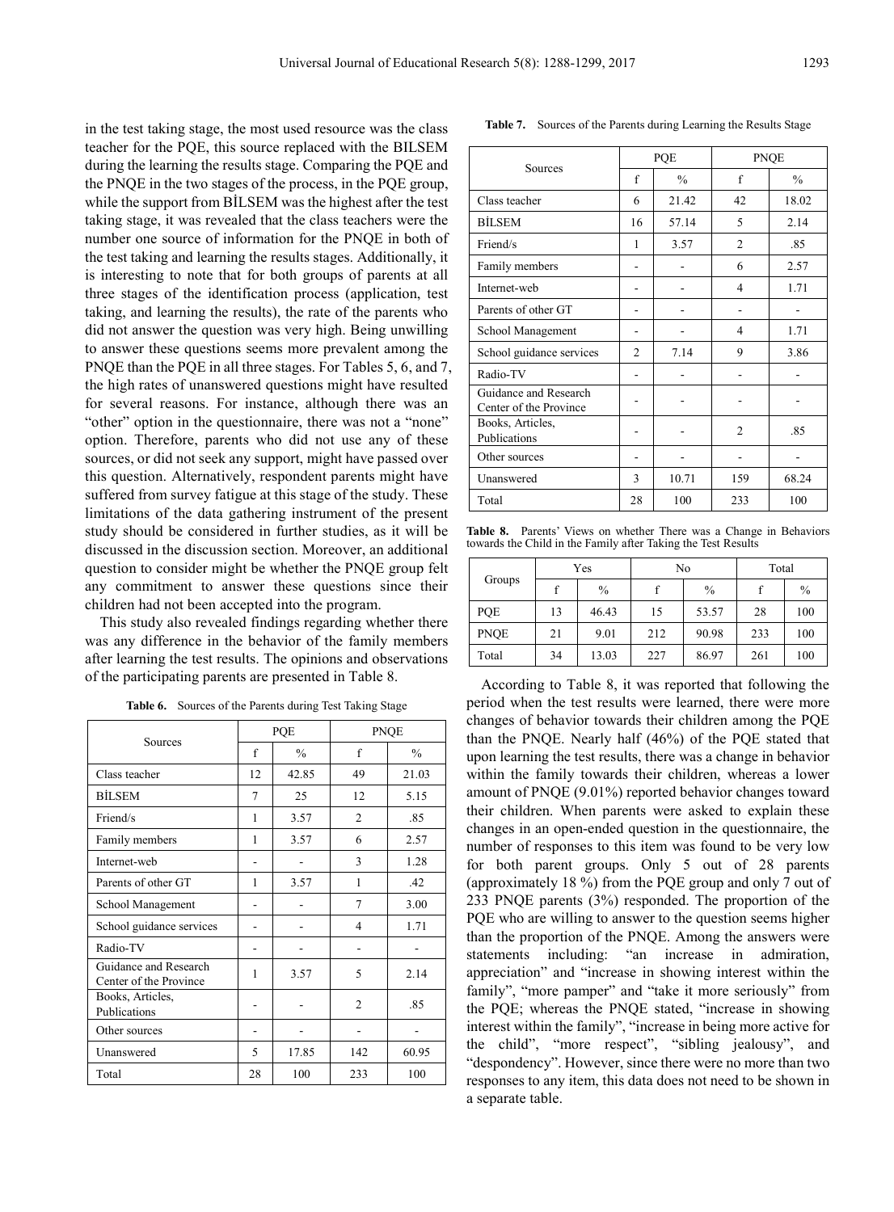in the test taking stage, the most used resource was the class teacher for the PQE, this source replaced with the BILSEM during the learning the results stage. Comparing the PQE and the PNQE in the two stages of the process, in the PQE group, while the support from BİLSEM was the highest after the test taking stage, it was revealed that the class teachers were the number one source of information for the PNQE in both of the test taking and learning the results stages. Additionally, it is interesting to note that for both groups of parents at all three stages of the identification process (application, test taking, and learning the results), the rate of the parents who did not answer the question was very high. Being unwilling to answer these questions seems more prevalent among the PNQE than the PQE in all three stages. For Tables 5, 6, and 7, the high rates of unanswered questions might have resulted for several reasons. For instance, although there was an "other" option in the questionnaire, there was not a "none" option. Therefore, parents who did not use any of these sources, or did not seek any support, might have passed over this question. Alternatively, respondent parents might have suffered from survey fatigue at this stage of the study. These limitations of the data gathering instrument of the present study should be considered in further studies, as it will be discussed in the discussion section. Moreover, an additional question to consider might be whether the PNQE group felt any commitment to answer these questions since their children had not been accepted into the program.

This study also revealed findings regarding whether there was any difference in the behavior of the family members after learning the test results. The opinions and observations of the participating parents are presented in Table 8.

**Table 6.** Sources of the Parents during Test Taking Stage

| Sources | PQE | | PNQE | |
|---|---|---|---|---|
| | f | % | f | % |
| Class teacher | 12 | 42.85 | 49 | 21.03 |
| BİLSEM | 7 | 25 | 12 | 5.15 |
| Friend/s | 1 | 3.57 | 2 | .85 |
| Family members | 1 | 3.57 | 6 | 2.57 |
| Internet-web | - | - | 3 | 1.28 |
| Parents of other GT | 1 | 3.57 | 1 | .42 |
| School Management | - | - | 7 | 3.00 |
| School guidance services | - | - | 4 | 1.71 |
| Radio-TV | - | - | - | - |
| Guidance and Research Center of the Province | 1 | 3.57 | 5 | 2.14 |
| Books, Articles, Publications | - | - | 2 | .85 |
| Other sources | - | - | - | - |
| Unanswered | 5 | 17.85 | 142 | 60.95 |
| Total | 28 | 100 | 233 | 100 |

**Table 7.** Sources of the Parents during Learning the Results Stage

| Sources | PQE | | PNQE | |
|---|---|---|---|---|
| | f | % | f | % |
| Class teacher | 6 | 21.42 | 42 | 18.02 |
| BİLSEM | 16 | 57.14 | 5 | 2.14 |
| Friend/s | 1 | 3.57 | 2 | .85 |
| Family members | - | - | 6 | 2.57 |
| Internet-web | - | - | 4 | 1.71 |
| Parents of other GT | - | - | - | - |
| School Management | - | - | 4 | 1.71 |
| School guidance services | 2 | 7.14 | 9 | 3.86 |
| Radio-TV | - | - | - | - |
| Guidance and Research Center of the Province | - | - | - | - |
| Books, Articles, Publications | - | - | 2 | .85 |
| Other sources | - | - | - | - |
| Unanswered | 3 | 10.71 | 159 | 68.24 |
| Total | 28 | 100 | 233 | 100 |

**Table 8.** Parents' Views on whether There was a Change in Behaviors towards the Child in the Family after Taking the Test Results

| Groups | Yes | | No | | Total | |
|---|---|---|---|---|---|---|
| | f | % | f | % | f | % |
| PQE | 13 | 46.43 | 15 | 53.57 | 28 | 100 |
| PNQE | 21 | 9.01 | 212 | 90.98 | 233 | 100 |
| Total | 34 | 13.03 | 227 | 86.97 | 261 | 100 |

According to Table 8, it was reported that following the period when the test results were learned, there were more changes of behavior towards their children among the PQE than the PNQE. Nearly half (46%) of the PQE stated that upon learning the test results, there was a change in behavior within the family towards their children, whereas a lower amount of PNQE (9.01%) reported behavior changes toward their children. When parents were asked to explain these changes in an open-ended question in the questionnaire, the number of responses to this item was found to be very low for both parent groups. Only 5 out of 28 parents (approximately 18 %) from the PQE group and only 7 out of 233 PNQE parents (3%) responded. The proportion of the PQE who are willing to answer to the question seems higher than the proportion of the PNQE. Among the answers were statements including: "an increase in admiration, appreciation" and "increase in showing interest within the family", "more pamper" and "take it more seriously" from the PQE; whereas the PNQE stated, "increase in showing interest within the family", "increase in being more active for the child", "more respect", "sibling jealousy", and "despondency". However, since there were no more than two responses to any item, this data does not need to be shown in a separate table.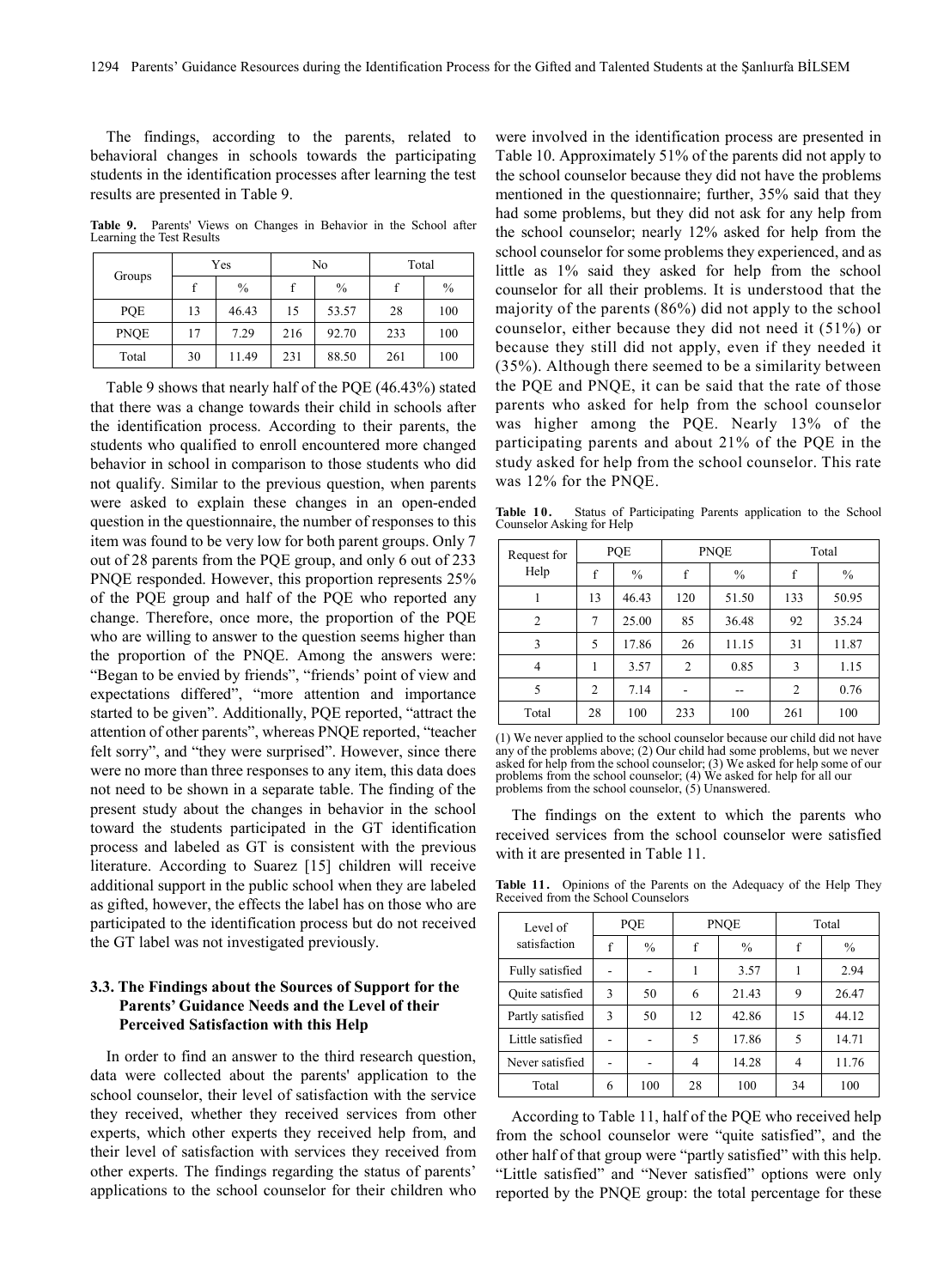The findings, according to the parents, related to behavioral changes in schools towards the participating students in the identification processes after learning the test results are presented in Table 9.

**Table 9.** Parents' Views on Changes in Behavior in the School after Learning the Test Results

| Groups | Yes | | No | | Total | |
|---|---|---|---|---|---|---|
| | f | % | f | % | f | % |
| PQE | 13 | 46.43 | 15 | 53.57 | 28 | 100 |
| PNQE | 17 | 7.29 | 216 | 92.70 | 233 | 100 |
| Total | 30 | 11.49 | 231 | 88.50 | 261 | 100 |

Table 9 shows that nearly half of the PQE (46.43%) stated that there was a change towards their child in schools after the identification process. According to their parents, the students who qualified to enroll encountered more changed behavior in school in comparison to those students who did not qualify. Similar to the previous question, when parents were asked to explain these changes in an open-ended question in the questionnaire, the number of responses to this item was found to be very low for both parent groups. Only 7 out of 28 parents from the PQE group, and only 6 out of 233 PNQE responded. However, this proportion represents 25% of the PQE group and half of the PQE who reported any change. Therefore, once more, the proportion of the PQE who are willing to answer to the question seems higher than the proportion of the PNQE. Among the answers were: "Began to be envied by friends", "friends' point of view and expectations differed", "more attention and importance started to be given". Additionally, PQE reported, "attract the attention of other parents", whereas PNQE reported, "teacher felt sorry", and "they were surprised". However, since there were no more than three responses to any item, this data does not need to be shown in a separate table. The finding of the present study about the changes in behavior in the school toward the students participated in the GT identification process and labeled as GT is consistent with the previous literature. According to Suarez [15] children will receive additional support in the public school when they are labeled as gifted, however, the effects the label has on those who are participated to the identification processes but do not received the GT label was not investigated previously.

### 3.3. The Findings about the Sources of Support for the Parents' Guidance Needs and the Level of their Perceived Satisfaction with this Help

In order to find an answer to the third research question, data were collected about the parents' application to the school counselor, their level of satisfaction with the service they received, whether they received services from other experts, which other experts they received help from, and their level of satisfaction with services they received from other experts. The findings regarding the status of parents' applications to the school counselor for their children who were involved in the identification process are presented in Table 10. Approximately 51% of the parents did not apply to the school counselor because they did not have the problems mentioned in the questionnaire; further, 35% said that they had some problems, but they did not ask for any help from the school counselor; nearly 12% asked for help from the school counselor for some problems they experienced, and as little as 1% said they asked for help from the school counselor for all their problems. It is understood that the majority of the parents (86%) did not apply to the school counselor, either because they did not need it (51%) or because they still did not apply, even if they needed it (35%). Although there seemed to be a similarity between the PQE and PNQE, it can be said that the rate of those parents who asked for help from the school counselor was higher among the PQE. Nearly 13% of the participating parents and about 21% of the PQE in the study asked for help from the school counselor. This rate was 12% for the PNQE.

**Table 10.** Status of Participating Parents application to the School Counselor Asking for Help

| Request for Help | PQE | | PNQE | | Total | |
|---|---|---|---|---|---|---|
| | f | % | f | % | f | % |
| 1 | 13 | 46.43 | 120 | 51.50 | 133 | 50.95 |
| 2 | 7 | 25.00 | 85 | 36.48 | 92 | 35.24 |
| 3 | 5 | 17.86 | 26 | 11.15 | 31 | 11.87 |
| 4 | 1 | 3.57 | 2 | 0.85 | 3 | 1.15 |
| 5 | 2 | 7.14 | - | -- | 2 | 0.76 |
| Total | 28 | 100 | 233 | 100 | 261 | 100 |

(1) We never applied to the school counselor because our child did not have any of the problems above; (2) Our child had some problems, but we never asked for help from the school counselor; (3) We asked for help some of our problems from the school counselor; (4) We asked for help for all our problems from the school counselor, (5) Unanswered.

The findings on the extent to which the parents who received services from the school counselor were satisfied with it are presented in Table 11.

**Table 11.** Opinions of the Parents on the Adequacy of the Help They Received from the School Counselors

| Level of satisfaction | PQE | | PNQE | | Total | |
|---|---|---|---|---|---|---|
| | f | % | f | % | f | % |
| Fully satisfied | - | - | 1 | 3.57 | 1 | 2.94 |
| Quite satisfied | 3 | 50 | 6 | 21.43 | 9 | 26.47 |
| Partly satisfied | 3 | 50 | 12 | 42.86 | 15 | 44.12 |
| Little satisfied | - | - | 5 | 17.86 | 5 | 14.71 |
| Never satisfied | - | - | 4 | 14.28 | 4 | 11.76 |
| Total | 6 | 100 | 28 | 100 | 34 | 100 |

According to Table 11, half of the PQE who received help from the school counselor were "quite satisfied", and the other half of that group were "partly satisfied" with this help. "Little satisfied" and "Never satisfied" options were only reported by the PNQE group: the total percentage for these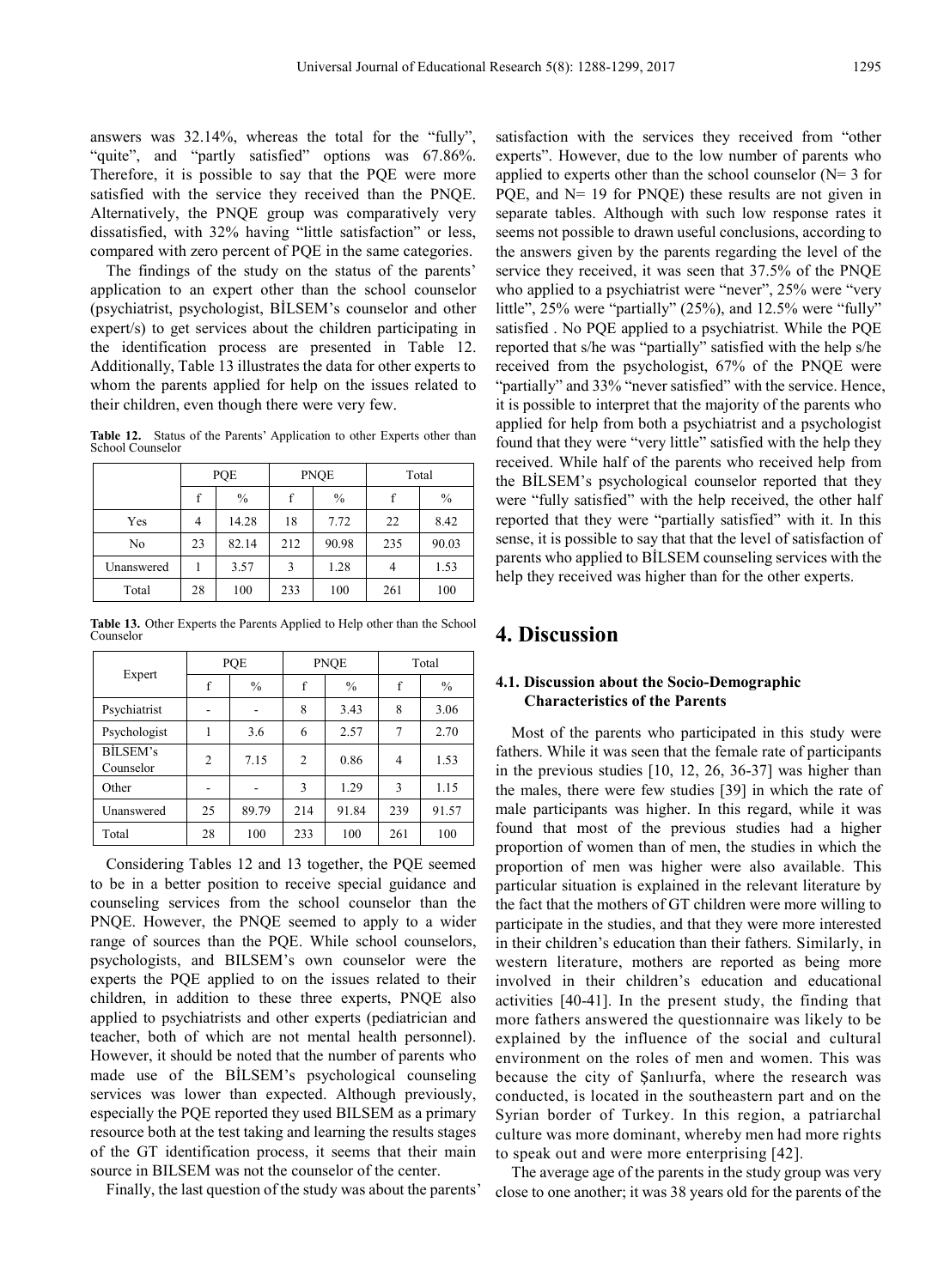answers was 32.14%, whereas the total for the "fully", "quite", and "partly satisfied" options was 67.86%. Therefore, it is possible to say that the PQE were more satisfied with the service they received than the PNQE. Alternatively, the PNQE group was comparatively very dissatisfied, with 32% having "little satisfaction" or less, compared with zero percent of PQE in the same categories.

The findings of the study on the status of the parents' application to an expert other than the school counselor (psychiatrist, psychologist, BİLSEM's counselor and other expert/s) to get services about the children participating in the identification process are presented in Table 12. Additionally, Table 13 illustrates the data for other experts to whom the parents applied for help on the issues related to their children, even though there were very few.

**Table 12.** Status of the Parents' Application to other Experts other than School Counselor

| | PQE | | PNQE | | Total | |
|---|---|---|---|---|---|---|
| | f | % | f | % | f | % |
| Yes | 4 | 14.28 | 18 | 7.72 | 22 | 8.42 |
| No | 23 | 82.14 | 212 | 90.98 | 235 | 90.03 |
| Unanswered | 1 | 3.57 | 3 | 1.28 | 4 | 1.53 |
| Total | 28 | 100 | 233 | 100 | 261 | 100 |

**Table 13.** Other Experts the Parents Applied to Help other than the School Counselor

| Expert | PQE | | PNQE | | Total | |
|---|---|---|---|---|---|---|
| | f | % | f | % | f | % |
| Psychiatrist | - | - | 8 | 3.43 | 8 | 3.06 |
| Psychologist | 1 | 3.6 | 6 | 2.57 | 7 | 2.70 |
| BİLSEM's Counselor | 2 | 7.15 | 2 | 0.86 | 4 | 1.53 |
| Other | - | - | 3 | 1.29 | 3 | 1.15 |
| Unanswered | 25 | 89.79 | 214 | 91.84 | 239 | 91.57 |
| Total | 28 | 100 | 233 | 100 | 261 | 100 |

Considering Tables 12 and 13 together, the PQE seemed to be in a better position to receive special guidance and counseling services from the school counselor than the PNQE. However, the PNQE seemed to apply to a wider range of sources than the PQE. While school counselors, psychologists, and BILSEM's own counselor were the experts the PQE applied to on the issues related to their children, in addition to these three experts, PNQE also applied to psychiatrists and other experts (pediatrician and teacher, both of which are not mental health personnel). However, it should be noted that the number of parents who made use of the BİLSEM's psychological counseling services was lower than expected. Although previously, especially the PQE reported they used BILSEM as a primary resource both at the test taking and learning the results stages of the GT identification process, it seems that their main source in BILSEM was not the counselor of the center.

Finally, the last question of the study was about the parents' satisfaction with the services they received from "other experts". However, due to the low number of parents who applied to experts other than the school counselor (N= 3 for PQE, and N= 19 for PNQE) these results are not given in separate tables. Although with such low response rates it seems not possible to drawn useful conclusions, according to the answers given by the parents regarding the level of the service they received, it was seen that 37.5% of the PNQE who applied to a psychiatrist were "never", 25% were "very little", 25% were "partially" (25%), and 12.5% were "fully" satisfied . No PQE applied to a psychiatrist. While the PQE reported that s/he was "partially" satisfied with the help s/he received from the psychologist, 67% of the PNQE were "partially" and 33% "never satisfied" with the service. Hence, it is possible to interpret that the majority of the parents who applied for help from both a psychiatrist and a psychologist found that they were "very little" satisfied with the help they received. While half of the parents who received help from the BİLSEM's psychological counselor reported that they were "fully satisfied" with the help received, the other half reported that they were "partially satisfied" with it. In this sense, it is possible to say that that the level of satisfaction of parents who applied to BİLSEM counseling services with the help they received was higher than for the other experts.

# 4. Discussion

### 4.1. Discussion about the Socio-Demographic Characteristics of the Parents

Most of the parents who participated in this study were fathers. While it was seen that the female rate of participants in the previous studies [10, 12, 26, 36-37] was higher than the males, there were few studies [39] in which the rate of male participants was higher. In this regard, while it was found that most of the previous studies had a higher proportion of women than of men, the studies in which the proportion of men was higher were also available. This particular situation is explained in the relevant literature by the fact that the mothers of GT children were more willing to participate in the studies, and that they were more interested in their children's education than their fathers. Similarly, in western literature, mothers are reported as being more involved in their children's education and educational activities [40-41]. In the present study, the finding that more fathers answered the questionnaire was likely to be explained by the influence of the social and cultural environment on the roles of men and women. This was because the city of Şanlıurfa, where the research was conducted, is located in the southeastern part and on the Syrian border of Turkey. In this region, a patriarchal culture was more dominant, whereby men had more rights to speak out and were more enterprising [42].

The average age of the parents in the study group was very close to one another; it was 38 years old for the parents of the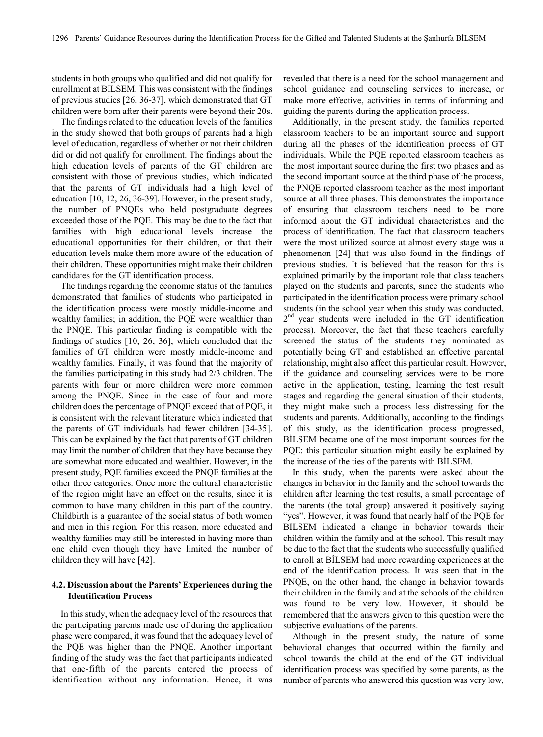students in both groups who qualified and did not qualify for enrollment at BİLSEM. This was consistent with the findings of previous studies [26, 36-37], which demonstrated that GT children were born after their parents were beyond their 20s.

The findings related to the education levels of the families in the study showed that both groups of parents had a high level of education, regardless of whether or not their children did or did not qualify for enrollment. The findings about the high education levels of parents of the GT children are consistent with those of previous studies, which indicated that the parents of GT individuals had a high level of education [10, 12, 26, 36-39]. However, in the present study, the number of PNQEs who held postgraduate degrees exceeded those of the PQE. This may be due to the fact that families with high educational levels increase the educational opportunities for their children, or that their education levels make them more aware of the education of their children. These opportunities might make their children candidates for the GT identification process.

The findings regarding the economic status of the families demonstrated that families of students who participated in the identification process were mostly middle-income and wealthy families; in addition, the PQE were wealthier than the PNQE. This particular finding is compatible with the findings of studies [10, 26, 36], which concluded that the families of GT children were mostly middle-income and wealthy families. Finally, it was found that the majority of the families participating in this study had 2/3 children. The parents with four or more children were more common among the PNQE. Since in the case of four and more children does the percentage of PNQE exceed that of PQE, it is consistent with the relevant literature which indicated that the parents of GT individuals had fewer children [34-35]. This can be explained by the fact that parents of GT children may limit the number of children that they have because they are somewhat more educated and wealthier. However, in the present study, PQE families exceed the PNQE families at the other three categories. Once more the cultural characteristic of the region might have an effect on the results, since it is common to have many children in this part of the country. Childbirth is a guarantee of the social status of both women and men in this region. For this reason, more educated and wealthy families may still be interested in having more than one child even though they have limited the number of children they will have [42].

### 4.2. Discussion about the Parents' Experiences during the Identification Process

In this study, when the adequacy level of the resources that the participating parents made use of during the application phase were compared, it was found that the adequacy level of the PQE was higher than the PNQE. Another important finding of the study was the fact that participants indicated that one-fifth of the parents entered the process of identification without any information. Hence, it was revealed that there is a need for the school management and school guidance and counseling services to increase, or make more effective, activities in terms of informing and guiding the parents during the application process.

Additionally, in the present study, the families reported classroom teachers to be an important source and support during all the phases of the identification process of GT individuals. While the PQE reported classroom teachers as the most important source during the first two phases and as the second important source at the third phase of the process, the PNQE reported classroom teacher as the most important source at all three phases. This demonstrates the importance of ensuring that classroom teachers need to be more informed about the GT individual characteristics and the process of identification. The fact that classroom teachers were the most utilized source at almost every stage was a phenomenon [24] that was also found in the findings of previous studies. It is believed that the reason for this is explained primarily by the important role that class teachers played on the students and parents, since the students who participated in the identification process were primary school students (in the school year when this study was conducted, 2nd year students were included in the GT identification process). Moreover, the fact that these teachers carefully screened the status of the students they nominated as potentially being GT and established an effective parental relationship, might also affect this particular result. However, if the guidance and counseling services were to be more active in the application, testing, learning the test result stages and regarding the general situation of their students, they might make such a process less distressing for the students and parents. Additionally, according to the findings of this study, as the identification process progressed, BİLSEM became one of the most important sources for the PQE; this particular situation might easily be explained by the increase of the ties of the parents with BİLSEM.

In this study, when the parents were asked about the changes in behavior in the family and the school towards the children after learning the test results, a small percentage of the parents (the total group) answered it positively saying "yes". However, it was found that nearly half of the PQE for BILSEM indicated a change in behavior towards their children within the family and at the school. This result may be due to the fact that the students who successfully qualified to enroll at BİLSEM had more rewarding experiences at the end of the identification process. It was seen that in the PNQE, on the other hand, the change in behavior towards their children in the family and at the schools of the children was found to be very low. However, it should be remembered that the answers given to this question were the subjective evaluations of the parents.

Although in the present study, the nature of some behavioral changes that occurred within the family and school towards the child at the end of the GT individual identification process was specified by some parents, as the number of parents who answered this question was very low,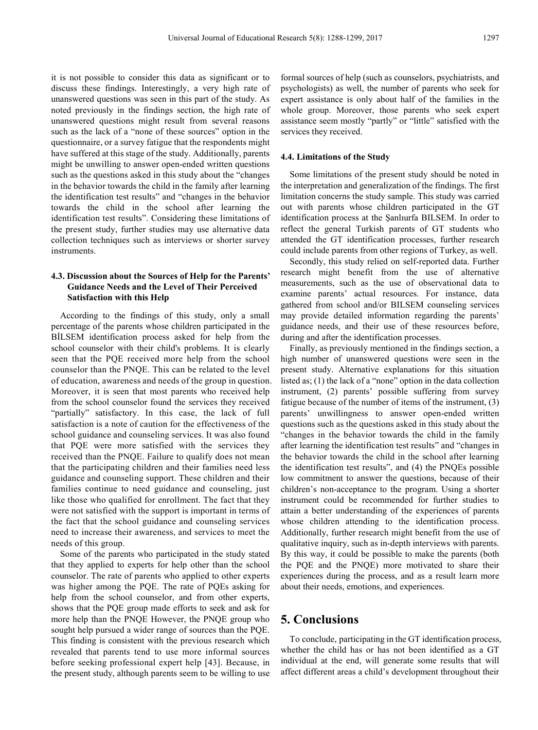it is not possible to consider this data as significant or to discuss these findings. Interestingly, a very high rate of unanswered questions was seen in this part of the study. As noted previously in the findings section, the high rate of unanswered questions might result from several reasons such as the lack of a "none of these sources" option in the questionnaire, or a survey fatigue that the respondents might have suffered at this stage of the study. Additionally, parents might be unwilling to answer open-ended written questions such as the questions asked in this study about the "changes in the behavior towards the child in the family after learning the identification test results" and "changes in the behavior towards the child in the school after learning the identification test results". Considering these limitations of the present study, further studies may use alternative data collection techniques such as interviews or shorter survey instruments.

### 4.3. Discussion about the Sources of Help for the Parents' Guidance Needs and the Level of Their Perceived Satisfaction with this Help

According to the findings of this study, only a small percentage of the parents whose children participated in the BİLSEM identification process asked for help from the school counselor with their child's problems. It is clearly seen that the PQE received more help from the school counselor than the PNQE. This can be related to the level of education, awareness and needs of the group in question. Moreover, it is seen that most parents who received help from the school counselor found the services they received "partially" satisfactory. In this case, the lack of full satisfaction is a note of caution for the effectiveness of the school guidance and counseling services. It was also found that PQE were more satisfied with the services they received than the PNQE. Failure to qualify does not mean that the participating children and their families need less guidance and counseling support. These children and their families continue to need guidance and counseling, just like those who qualified for enrollment. The fact that they were not satisfied with the support is important in terms of the fact that the school guidance and counseling services need to increase their awareness, and services to meet the needs of this group.

Some of the parents who participated in the study stated that they applied to experts for help other than the school counselor. The rate of parents who applied to other experts was higher among the PQE. The rate of PQEs asking for help from the school counselor, and from other experts, shows that the PQE group made efforts to seek and ask for more help than the PNQE However, the PNQE group who sought help pursued a wider range of sources than the PQE. This finding is consistent with the previous research which revealed that parents tend to use more informal sources before seeking professional expert help [43]. Because, in the present study, although parents seem to be willing to use formal sources of help (such as counselors, psychiatrists, and psychologists) as well, the number of parents who seek for expert assistance is only about half of the families in the whole group. Moreover, those parents who seek expert assistance seem mostly "partly" or "little" satisfied with the services they received.

### 4.4. Limitations of the Study

Some limitations of the present study should be noted in the interpretation and generalization of the findings. The first limitation concerns the study sample. This study was carried out with parents whose children participated in the GT identification process at the Şanlıurfa BILSEM. In order to reflect the general Turkish parents of GT students who attended the GT identification processes, further research could include parents from other regions of Turkey, as well.

Secondly, this study relied on self-reported data. Further research might benefit from the use of alternative measurements, such as the use of observational data to examine parents' actual resources. For instance, data gathered from school and/or BILSEM counseling services may provide detailed information regarding the parents' guidance needs, and their use of these resources before, during and after the identification processes.

Finally, as previously mentioned in the findings section, a high number of unanswered questions were seen in the present study. Alternative explanations for this situation listed as; (1) the lack of a "none" option in the data collection instrument, (2) parents' possible suffering from survey fatigue because of the number of items of the instrument, (3) parents' unwillingness to answer open-ended written questions such as the questions asked in this study about the "changes in the behavior towards the child in the family after learning the identification test results" and "changes in the behavior towards the child in the school after learning the identification test results", and (4) the PNQEs possible low commitment to answer the questions, because of their children's non-acceptance to the program. Using a shorter instrument could be recommended for further studies to attain a better understanding of the experiences of parents whose children attending to the identification process. Additionally, further research might benefit from the use of qualitative inquiry, such as in-depth interviews with parents. By this way, it could be possible to make the parents (both the PQE and the PNQE) more motivated to share their experiences during the process, and as a result learn more about their needs, emotions, and experiences.

## 5. Conclusions

To conclude, participating in the GT identification process, whether the child has or has not been identified as a GT individual at the end, will generate some results that will affect different areas a child's development throughout their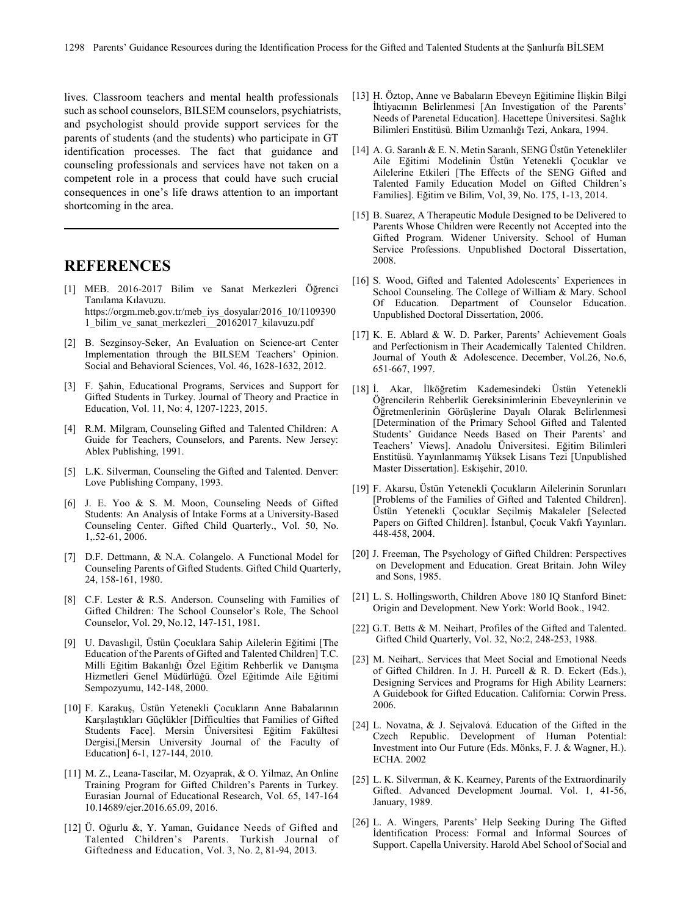lives. Classroom teachers and mental health professionals such as school counselors, BILSEM counselors, psychiatrists, and psychologist should provide support services for the parents of students (and the students) who participate in GT identification processes. The fact that guidance and counseling professionals and services have not taken on a competent role in a process that could have such crucial consequences in one's life draws attention to an important shortcoming in the area.

## REFERENCES

[1] MEB. 2016-2017 Bilim ve Sanat Merkezleri Öğrenci Tanılama Kılavuzu. https://orgm.meb.gov.tr/meb_iys_dosyalar/2016_10/11093901_bilim_ve_sanat_merkezleri__20162017_kilavuzu.pdf

[2] B. Sezginsoy-Seker, An Evaluation on Science-art Center Implementation through the BILSEM Teachers' Opinion. Social and Behavioral Sciences, Vol. 46, 1628-1632, 2012.

[3] F. Şahin, Educational Programs, Services and Support for Gifted Students in Turkey. Journal of Theory and Practice in Education, Vol. 11, No: 4, 1207-1223, 2015.

[4] R.M. Milgram, Counseling Gifted and Talented Children: A Guide for Teachers, Counselors, and Parents. New Jersey: Ablex Publishing, 1991.

[5] L.K. Silverman, Counseling the Gifted and Talented. Denver: Love Publishing Company, 1993.

[6] J. E. Yoo & S. M. Moon, Counseling Needs of Gifted Students: An Analysis of Intake Forms at a University-Based Counseling Center. Gifted Child Quarterly., Vol. 50, No. 1,.52-61, 2006.

[7] D.F. Dettmann, & N.A. Colangelo. A Functional Model for Counseling Parents of Gifted Students. Gifted Child Quarterly, 24, 158-161, 1980.

[8] C.F. Lester & R.S. Anderson. Counseling with Families of Gifted Children: The School Counselor's Role, The School Counselor, Vol. 29, No.12, 147-151, 1981.

[9] U. Davaslıgil, Üstün Çocuklara Sahip Ailelerin Eğitimi [The Education of the Parents of Gifted and Talented Children] T.C. Milli Eğitim Bakanlığı Özel Eğitim Rehberlik ve Danışma Hizmetleri Genel Müdürlüğü. Özel Eğitimde Aile Eğitimi Sempozyumu, 142-148, 2000.

[10] F. Karakuş, Üstün Yetenekli Çocukların Anne Babalarının Karşılaştıkları Güçlükler [Difficulties that Families of Gifted Students Face]. Mersin Üniversitesi Eğitim Fakültesi Dergisi,[Mersin University Journal of the Faculty of Education] 6-1, 127-144, 2010.

[11] M. Z., Leana-Tascilar, M. Ozyaprak, & O. Yilmaz, An Online Training Program for Gifted Children's Parents in Turkey. Eurasian Journal of Educational Research, Vol. 65, 147-164 10.14689/ejer.2016.65.09, 2016.

[12] Ü. Oğurlu &, Y. Yaman, Guidance Needs of Gifted and Talented Children's Parents. Turkish Journal of Giftedness and Education, Vol. 3, No. 2, 81-94, 2013.

[13] H. Öztop, Anne ve Babaların Ebeveyn Eğitimine İlişkin Bilgi İhtiyacının Belirlenmesi [An Investigation of the Parents' Needs of Parenetal Education]. Hacettepe Üniversitesi. Sağlık Bilimleri Enstitüsü. Bilim Uzmanlığı Tezi, Ankara, 1994.

[14] A. G. Saranlı & E. N. Metin Saranlı, SENG Üstün Yetenekliler Aile Eğitimi Modelinin Üstün Yetenekli Çocuklar ve Ailelerine Etkileri [The Effects of the SENG Gifted and Talented Family Education Model on Gifted Children's Families]. Eğitim ve Bilim, Vol, 39, No. 175, 1-13, 2014.

[15] B. Suarez, A Therapeutic Module Designed to be Delivered to Parents Whose Children were Recently not Accepted into the Gifted Program. Widener University. School of Human Service Professions. Unpublished Doctoral Dissertation, 2008.

[16] S. Wood, Gifted and Talented Adolescents' Experiences in School Counseling. The College of William & Mary. School Of Education. Department of Counselor Education. Unpublished Doctoral Dissertation, 2006.

[17] K. E. Ablard & W. D. Parker, Parents' Achievement Goals and Perfectionism in Their Academically Talented Children. Journal of Youth & Adolescence. December, Vol.26, No.6, 651-667, 1997.

[18] İ. Akar, İlköğretim Kademesindeki Üstün Yetenekli Öğrencilerin Rehberlik Gereksinimlerinin Ebeveynlerinin ve Öğretmenlerinin Görüşlerine Dayalı Olarak Belirlenmesi [Determination of the Primary School Gifted and Talented Students' Guidance Needs Based on Their Parents' and Teachers' Views]. Anadolu Üniversitesi. Eğitim Bilimleri Enstitüsü. Yayınlanmamış Yüksek Lisans Tezi [Unpublished Master Dissertation]. Eskişehir, 2010.

[19] F. Akarsu, Üstün Yetenekli Çocukların Ailelerinin Sorunları [Problems of the Families of Gifted and Talented Children]. Üstün Yetenekli Çocuklar Seçilmiş Makaleler [Selected Papers on Gifted Children]. İstanbul, Çocuk Vakfı Yayınları. 448-458, 2004.

[20] J. Freeman, The Psychology of Gifted Children: Perspectives on Development and Education. Great Britain. John Wiley and Sons, 1985.

[21] L. S. Hollingsworth, Children Above 180 IQ Stanford Binet: Origin and Development. New York: World Book., 1942.

[22] G.T. Betts & M. Neihart, Profiles of the Gifted and Talented. Gifted Child Quarterly, Vol. 32, No:2, 248-253, 1988.

[23] M. Neihart,. Services that Meet Social and Emotional Needs of Gifted Children. In J. H. Purcell & R. D. Eckert (Eds.), Designing Services and Programs for High Ability Learners: A Guidebook for Gifted Education. California: Corwin Press. 2006.

[24] L. Novatna, & J. Sejvalová. Education of the Gifted in the Czech Republic. Development of Human Potential: Investment into Our Future (Eds. Mönks, F. J. & Wagner, H.). ECHA. 2002

[25] L. K. Silverman, & K. Kearney, Parents of the Extraordinarily Gifted. Advanced Development Journal. Vol. 1, 41-56, January, 1989.

[26] L. A. Wingers, Parents' Help Seeking During The Gifted İdentification Process: Formal and Informal Sources of Support. Capella University. Harold Abel School of Social and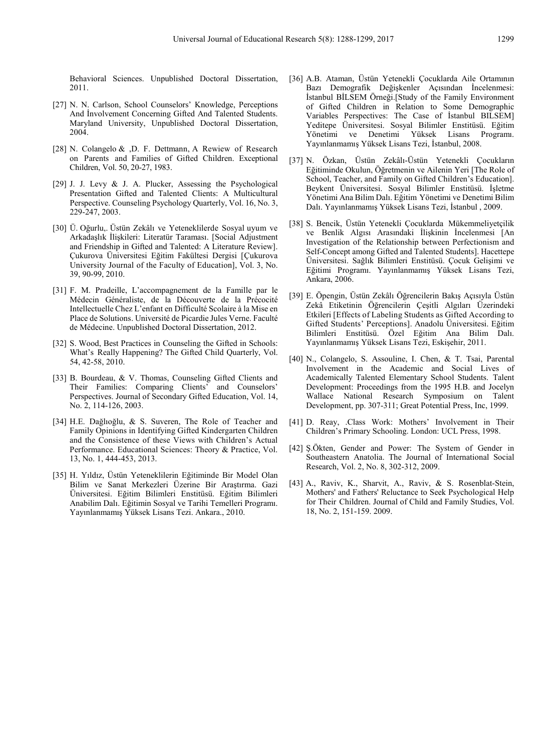Behavioral Sciences. Unpublished Doctoral Dissertation, 2011.

[27] N. N. Carlson, School Counselors' Knowledge, Perceptions And İnvolvement Concerning Gifted And Talented Students. Maryland University, Unpublished Doctoral Dissertation, 2004.

[28] N. Colangelo & ,D. F. Dettmann, A Rewiew of Research on Parents and Families of Gifted Children. Exceptional Children, Vol. 50, 20-27, 1983.

[29] J. J. Levy & J. A. Plucker, Assessing the Psychological Presentation Gifted and Talented Clients: A Multicultural Perspective. Counseling Psychology Quarterly, Vol. 16, No. 3, 229-247, 2003.

[30] Ü. Oğurlu,. Üstün Zekâlı ve Yeteneklilerde Sosyal uyum ve Arkadaşlık İlişkileri: Literatür Taraması. [Social Adjustment and Friendship in Gifted and Talented: A Literature Review]. Çukurova Üniversitesi Eğitim Fakültesi Dergisi [Çukurova University Journal of the Faculty of Education], Vol. 3, No. 39, 90-99, 2010.

[31] F. M. Pradeille, L'accompagnement de la Famille par le Médecin Généraliste, de la Découverte de la Précocité Intellectuelle Chez L'enfant en Difficulté Scolaire à la Mise en Place de Solutions. Université de Picardie Jules Verne. Faculté de Médecine. Unpublished Doctoral Dissertation, 2012.

[32] S. Wood, Best Practices in Counseling the Gifted in Schools: What's Really Happening? The Gifted Child Quarterly, Vol. 54, 42-58, 2010.

[33] B. Bourdeau, & V. Thomas, Counseling Gifted Clients and Their Families: Comparing Clients' and Counselors' Perspectives. Journal of Secondary Gifted Education, Vol. 14, No. 2, 114-126, 2003.

[34] H.E. Dağlıoğlu, & S. Suveren, The Role of Teacher and Family Opinions in Identifying Gifted Kindergarten Children and the Consistence of these Views with Children's Actual Performance. Educational Sciences: Theory & Practice, Vol. 13, No. 1, 444-453, 2013.

[35] H. Yıldız, Üstün Yeteneklilerin Eğitiminde Bir Model Olan Bilim ve Sanat Merkezleri Üzerine Bir Araştırma. Gazi Üniversitesi. Eğitim Bilimleri Enstitüsü. Eğitim Bilimleri Anabilim Dalı. Eğitimin Sosyal ve Tarihi Temelleri Programı. Yayınlanmamış Yüksek Lisans Tezi. Ankara., 2010.

[36] A.B. Ataman, Üstün Yetenekli Çocuklarda Aile Ortamının Bazı Demografik Değişkenler Açısından İncelenmesi: İstanbul BİLSEM Örneği.[Study of the Family Environment of Gifted Children in Relation to Some Demographic Variables Perspectives: The Case of İstanbul BILSEM] Yeditepe Üniversitesi. Sosyal Bilimler Enstitüsü. Eğitim Yönetimi ve Denetimi Yüksek Lisans Programı. Yayınlanmamış Yüksek Lisans Tezi, İstanbul, 2008.

[37] N. Özkan, Üstün Zekâlı-Üstün Yetenekli Çocukların Eğitiminde Okulun, Öğretmenin ve Ailenin Yeri [The Role of School, Teacher, and Family on Gifted Children's Education]. Beykent Üniversitesi. Sosyal Bilimler Enstitüsü. İşletme Yönetimi Ana Bilim Dalı. Eğitim Yönetimi ve Denetimi Bilim Dalı. Yayınlanmamış Yüksek Lisans Tezi, İstanbul , 2009.

[38] S. Bencik, Üstün Yetenekli Çocuklarda Mükemmeliyetçilik ve Benlik Algısı Arasındaki İlişkinin İncelenmesi [An Investigation of the Relationship between Perfectionism and Self-Concept among Gifted and Talented Students]. Hacettepe Üniversitesi. Sağlık Bilimleri Enstitüsü. Çocuk Gelişimi ve Eğitimi Programı. Yayınlanmamış Yüksek Lisans Tezi, Ankara, 2006.

[39] E. Öpengin, Üstün Zekâlı Öğrencilerin Bakış Açısıyla Üstün Zekâ Etiketinin Öğrencilerin Çeşitli Algıları Üzerindeki Etkileri [Effects of Labeling Students as Gifted According to Gifted Students' Perceptions]. Anadolu Üniversitesi. Eğitim Bilimleri Enstitüsü. Özel Eğitim Ana Bilim Dalı. Yayınlanmamış Yüksek Lisans Tezi, Eskişehir, 2011.

[40] N., Colangelo, S. Assouline, I. Chen, & T. Tsai, Parental Involvement in the Academic and Social Lives of Academically Talented Elementary School Students. Talent Development: Proceedings from the 1995 H.B. and Jocelyn Wallace National Research Symposium on Talent Development, pp. 307-311; Great Potential Press, Inc, 1999.

[41] D. Reay, .Class Work: Mothers' Involvement in Their Children's Primary Schooling. London: UCL Press, 1998.

[42] Ş.Ökten, Gender and Power: The System of Gender in Southeastern Anatolia. The Journal of International Social Research, Vol. 2, No. 8, 302-312, 2009.

[43] A., Raviv, K., Sharvit, A., Raviv, & S. Rosenblat-Stein, Mothers' and Fathers' Reluctance to Seek Psychological Help for Their Children. Journal of Child and Family Studies, Vol. 18, No. 2, 151-159. 2009.